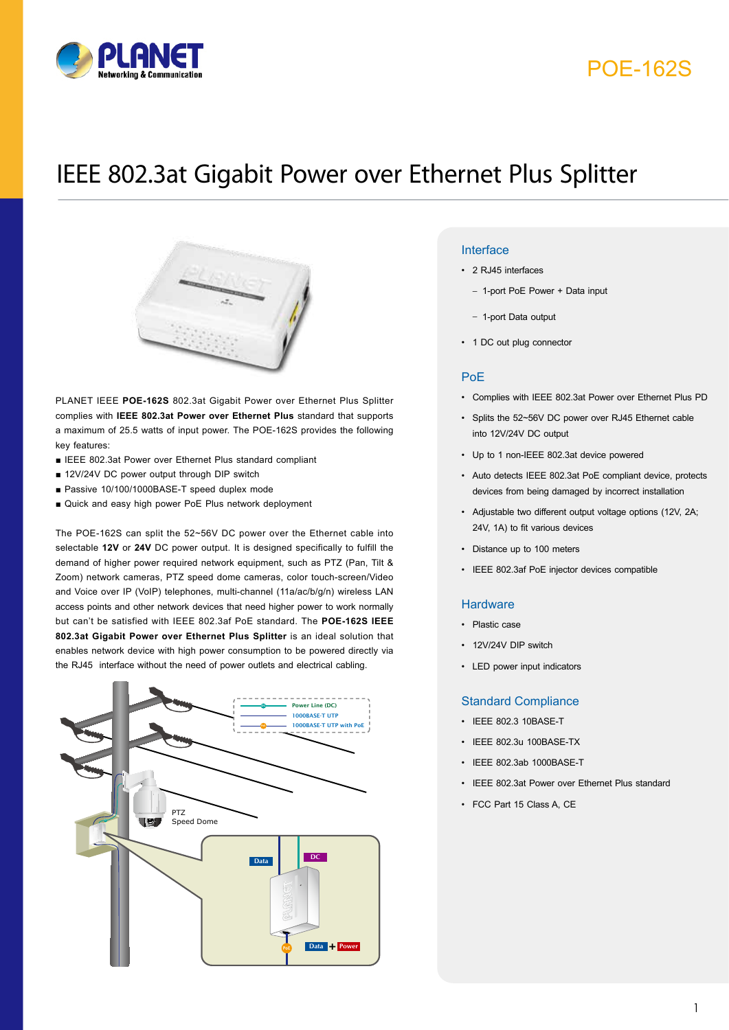POE-162S

# IEEE 802.3at Gigabit Power over Ethernet Plus Splitter

PLANET IEEE **POE-162S** 802.3at Gigabit Power over Ethernet Plus Splitter complies with **IEEE 802.3at Power over Ethernet Plus** standard that supports a maximum of 25.5 watts of input power. The POE-162S provides the following key features:

- IEEE 802.3at Power over Ethernet Plus standard compliant
- 12V/24V DC power output through DIP switch
- Passive 10/100/1000BASE-T speed duplex mode
- Quick and easy high power PoE Plus network deployment

The POE-162S can split the 52~56V DC power over the Ethernet cable into selectable **12V** or **24V** DC power output. It is designed specifically to fulfill the demand of higher power required network equipment, such as PTZ (Pan, Tilt & Zoom) network cameras, PTZ speed dome cameras, color touch-screen/Video and Voice over IP (VoIP) telephones, multi-channel (11a/ac/b/g/n) wireless LAN access points and other network devices that need higher power to work normally but can't be satisfied with IEEE 802.3af PoE standard. The **POE-162S IEEE 802.3at Gigabit Power over Ethernet Plus Splitter** is an ideal solution that enables network device with high power consumption to be powered directly via the RJ45 interface without the need of power outlets and electrical cabling.

## Interface

- 2 RJ45 interfaces
  - 1-port PoE Power + Data input
  - 1-port Data output
- 1 DC out plug connector

## PoE

- Complies with IEEE 802.3at Power over Ethernet Plus PD
- Splits the 52~56V DC power over RJ45 Ethernet cable into 12V/24V DC output
- Up to 1 non-IEEE 802.3at device powered
- Auto detects IEEE 802.3at PoE compliant device, protects devices from being damaged by incorrect installation
- Adjustable two different output voltage options (12V, 2A; 24V, 1A) to fit various devices
- Distance up to 100 meters
- IEEE 802.3af PoE injector devices compatible

## Hardware

- Plastic case
- 12V/24V DIP switch
- LED power input indicators

## Standard Compliance

- IEEE 802.3 10BASE-T
- IEEE 802.3u 100BASE-TX
- IEEE 802.3ab 1000BASE-T
- IEEE 802.3at Power over Ethernet Plus standard
- FCC Part 15 Class A, CE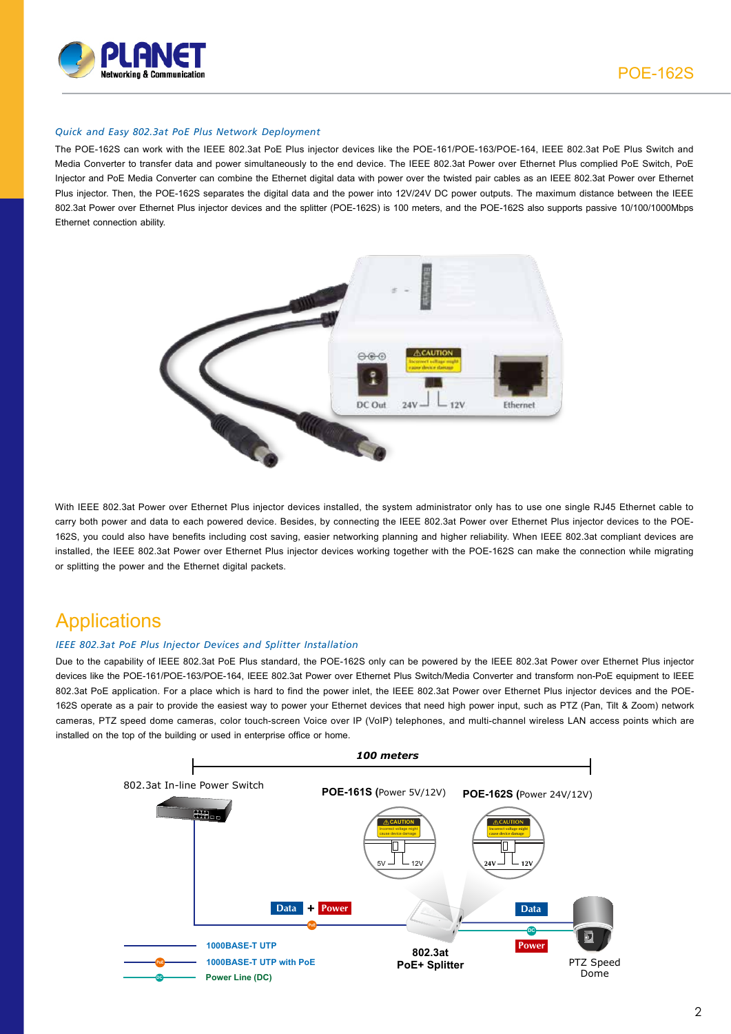*Quick and Easy 802.3at PoE Plus Network Deployment*

The POE-162S can work with the IEEE 802.3at PoE Plus injector devices like the POE-161/POE-163/POE-164, IEEE 802.3at PoE Plus Switch and Media Converter to transfer data and power simultaneously to the end device. The IEEE 802.3at Power over Ethernet Plus complied PoE Switch, PoE Injector and PoE Media Converter can combine the Ethernet digital data with power over the twisted pair cables as an IEEE 802.3at Power over Ethernet Plus injector. Then, the POE-162S separates the digital data and the power into 12V/24V DC power outputs. The maximum distance between the IEEE 802.3at Power over Ethernet Plus injector devices and the splitter (POE-162S) is 100 meters, and the POE-162S also supports passive 10/100/1000Mbps Ethernet connection ability.

With IEEE 802.3at Power over Ethernet Plus injector devices installed, the system administrator only has to use one single RJ45 Ethernet cable to carry both power and data to each powered device. Besides, by connecting the IEEE 802.3at Power over Ethernet Plus injector devices to the POE-162S, you could also have benefits including cost saving, easier networking planning and higher reliability. When IEEE 802.3at compliant devices are installed, the IEEE 802.3at Power over Ethernet Plus injector devices working together with the POE-162S can make the connection while migrating or splitting the power and the Ethernet digital packets.

# Applications

*IEEE 802.3at PoE Plus Injector Devices and Splitter Installation*

Due to the capability of IEEE 802.3at PoE Plus standard, the POE-162S only can be powered by the IEEE 802.3at Power over Ethernet Plus injector devices like the POE-161/POE-163/POE-164, IEEE 802.3at Power over Ethernet Plus Switch/Media Converter and transform non-PoE equipment to IEEE 802.3at PoE application. For a place which is hard to find the power inlet, the IEEE 802.3at Power over Ethernet Plus injector devices and the POE-162S operate as a pair to provide the easiest way to power your Ethernet devices that need high power input, such as PTZ (Pan, Tilt & Zoom) network cameras, PTZ speed dome cameras, color touch-screen Voice over IP (VoIP) telephones, and multi-channel wireless LAN access points which are installed on the top of the building or used in enterprise office or home.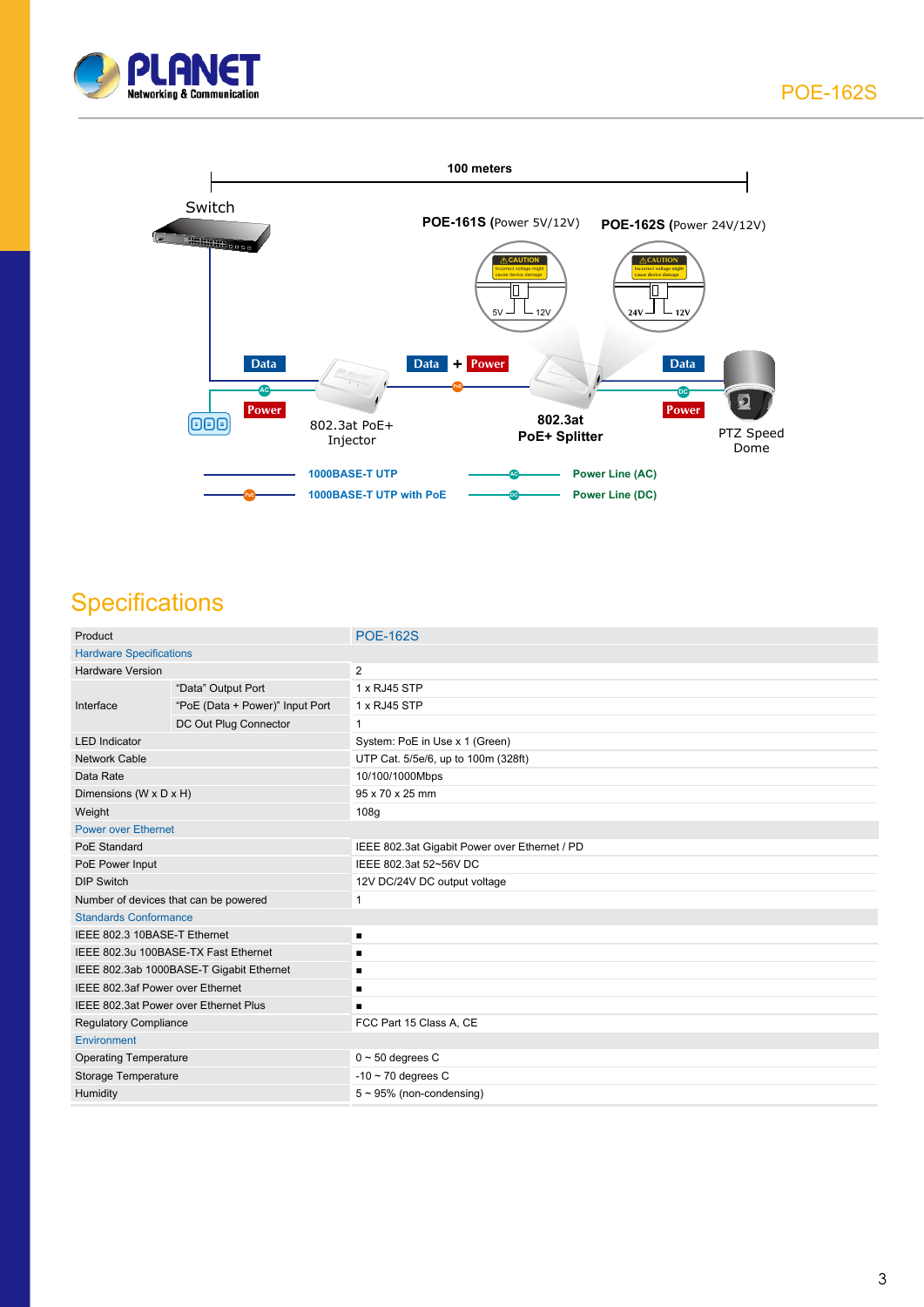100 meters

Switch

POE-161S (Power 5V/12V)

POE-162S (Power 24V/12V)

Data

Power

802.3at PoE+ Injector

Data + Power

802.3at PoE+ Splitter

Data

Power

PTZ Speed Dome

1000BASE-T UTP

1000BASE-T UTP with PoE

Power Line (AC)

Power Line (DC)

## Specifications

| Product | | POE-162S |
|---|---|---|
| **Hardware Specifications** | | |
| Hardware Version | | 2 |
| Interface | "Data" Output Port | 1 x RJ45 STP |
| | "PoE (Data + Power)" Input Port | 1 x RJ45 STP |
| | DC Out Plug Connector | 1 |
| LED Indicator | | System: PoE in Use x 1 (Green) |
| Network Cable | | UTP Cat. 5/5e/6, up to 100m (328ft) |
| Data Rate | | 10/100/1000Mbps |
| Dimensions (W x D x H) | | 95 x 70 x 25 mm |
| Weight | | 108g |
| **Power over Ethernet** | | |
| PoE Standard | | IEEE 802.3at Gigabit Power over Ethernet / PD |
| PoE Power Input | | IEEE 802.3at 52~56V DC |
| DIP Switch | | 12V DC/24V DC output voltage |
| Number of devices that can be powered | | 1 |
| **Standards Conformance** | | |
| IEEE 802.3 10BASE-T Ethernet | | ■ |
| IEEE 802.3u 100BASE-TX Fast Ethernet | | ■ |
| IEEE 802.3ab 1000BASE-T Gigabit Ethernet | | ■ |
| IEEE 802.3af Power over Ethernet | | ■ |
| IEEE 802.3at Power over Ethernet Plus | | ■ |
| Regulatory Compliance | | FCC Part 15 Class A, CE |
| **Environment** | | |
| Operating Temperature | | 0 ~ 50 degrees C |
| Storage Temperature | | -10 ~ 70 degrees C |
| Humidity | | 5 ~ 95% (non-condensing) |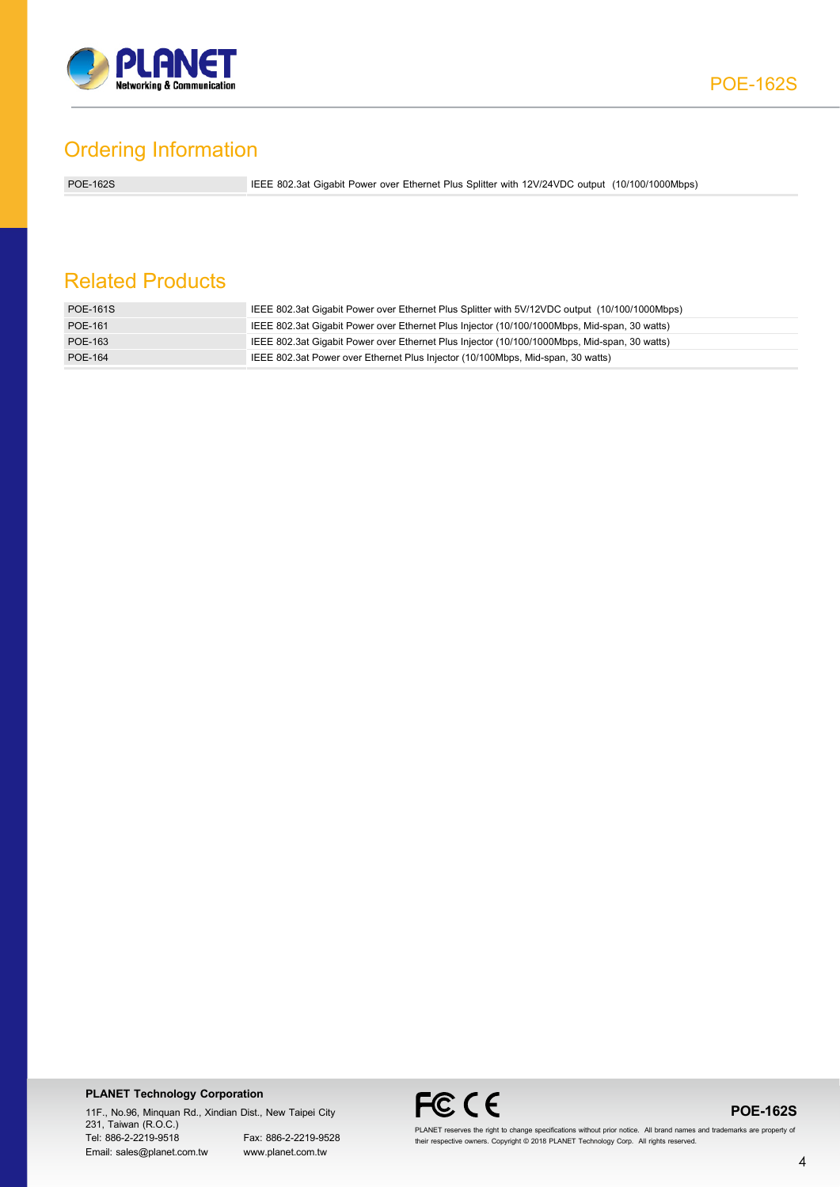## Ordering Information

| | |
|---|---|
| POE-162S | IEEE 802.3at Gigabit Power over Ethernet Plus Splitter with 12V/24VDC output (10/100/1000Mbps) |

## Related Products

| | |
|---|---|
| POE-161S | IEEE 802.3at Gigabit Power over Ethernet Plus Splitter with 5V/12VDC output (10/100/1000Mbps) |
| POE-161 | IEEE 802.3at Gigabit Power over Ethernet Plus Injector (10/100/1000Mbps, Mid-span, 30 watts) |
| POE-163 | IEEE 802.3at Gigabit Power over Ethernet Plus Injector (10/100/1000Mbps, Mid-span, 30 watts) |
| POE-164 | IEEE 802.3at Power over Ethernet Plus Injector (10/100Mbps, Mid-span, 30 watts) |

**PLANET Technology Corporation**

11F., No.96, Minquan Rd., Xindian Dist., New Taipei City 231, Taiwan (R.O.C.)

Tel: 886-2-2219-9518 Fax: 886-2-2219-9528

Email: sales@planet.com.tw www.planet.com.tw

PLANET reserves the right to change specifications without prior notice. All brand names and trademarks are property of their respective owners. Copyright © 2018 PLANET Technology Corp. All rights reserved.